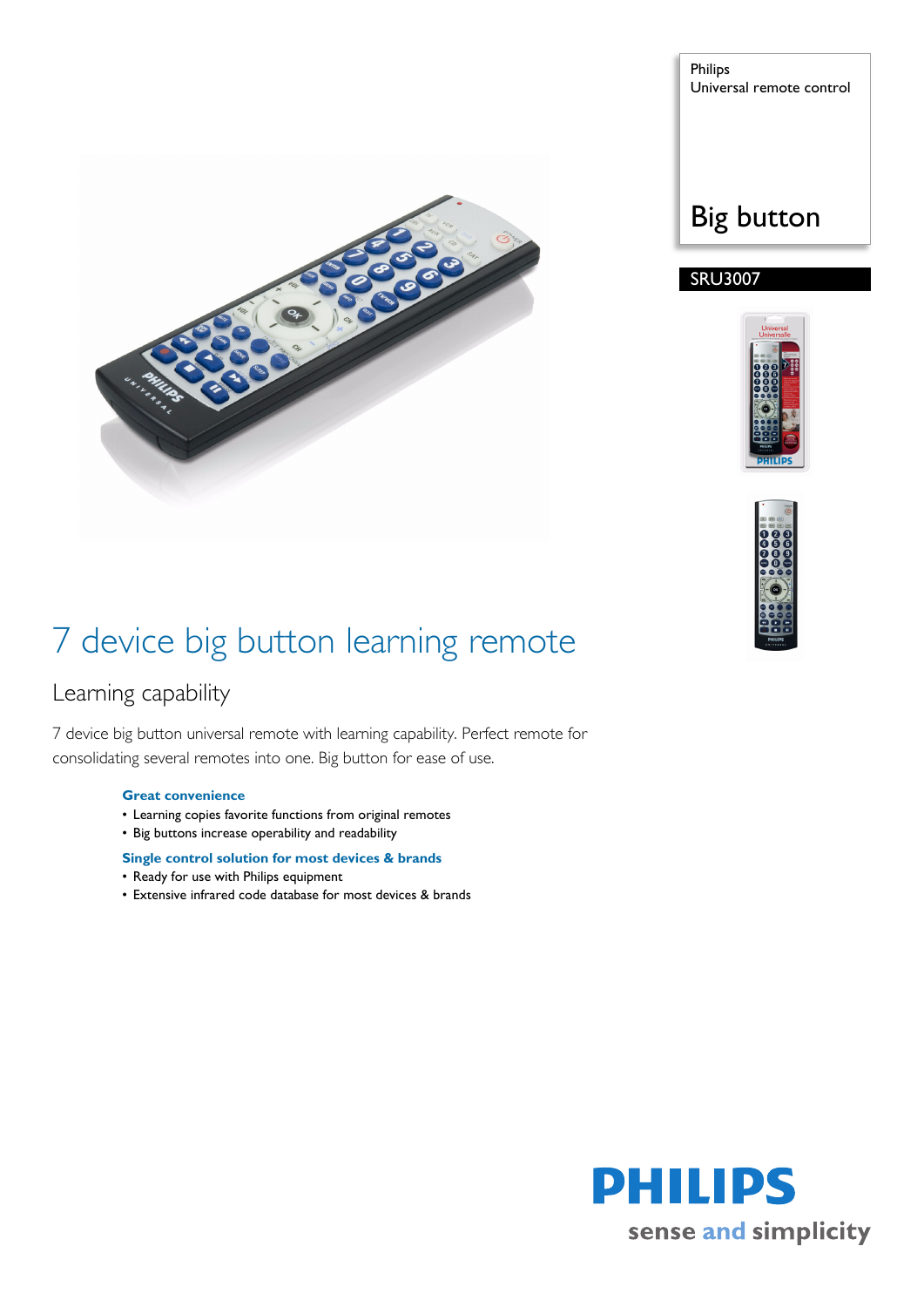Philips
Universal remote control

Big button

SRU3007

# 7 device big button learning remote

## Learning capability

7 device big button universal remote with learning capability. Perfect remote for consolidating several remotes into one. Big button for ease of use.

**Great convenience**
- Learning copies favorite functions from original remotes
- Big buttons increase operability and readability

**Single control solution for most devices & brands**
- Ready for use with Philips equipment
- Extensive infrared code database for most devices & brands

PHILIPS
sense and simplicity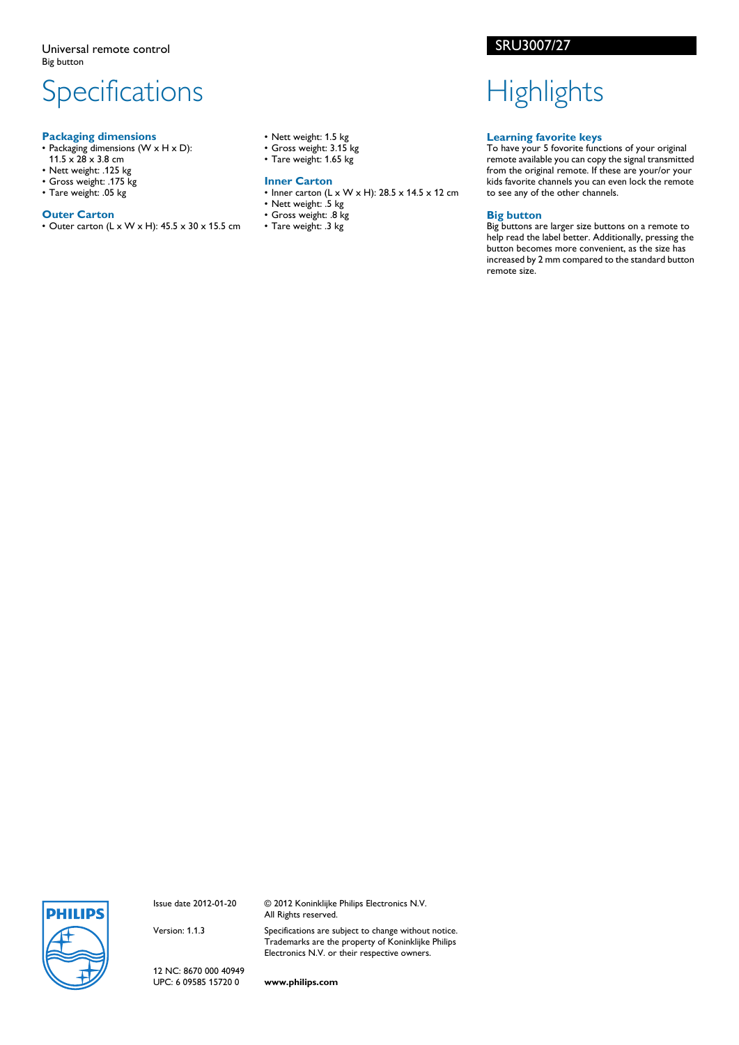Universal remote control
Big button

SRU3007/27

# Specifications

### Packaging dimensions

- Packaging dimensions (W x H x D): 11.5 x 28 x 3.8 cm
- Nett weight: .125 kg
- Gross weight: .175 kg
- Tare weight: .05 kg

### Outer Carton

- Outer carton (L x W x H): 45.5 x 30 x 15.5 cm
- Nett weight: 1.5 kg
- Gross weight: 3.15 kg
- Tare weight: 1.65 kg

### Inner Carton

- Inner carton (L x W x H): 28.5 x 14.5 x 12 cm
- Nett weight: .5 kg
- Gross weight: .8 kg
- Tare weight: .3 kg

# Highlights

### Learning favorite keys

To have your 5 fovorite functions of your original remote available you can copy the signal transmitted from the original remote. If these are your/or your kids favorite channels you can even lock the remote to see any of the other channels.

### Big button

Big buttons are larger size buttons on a remote to help read the label better. Additionally, pressing the button becomes more convenient, as the size has increased by 2 mm compared to the standard button remote size.

Issue date 2012-01-20

Version: 1.1.3

12 NC: 8670 000 40949
UPC: 6 09585 15720 0

© 2012 Koninklijke Philips Electronics N.V.
All Rights reserved.

Specifications are subject to change without notice. Trademarks are the property of Koninklijke Philips Electronics N.V. or their respective owners.

**www.philips.com**